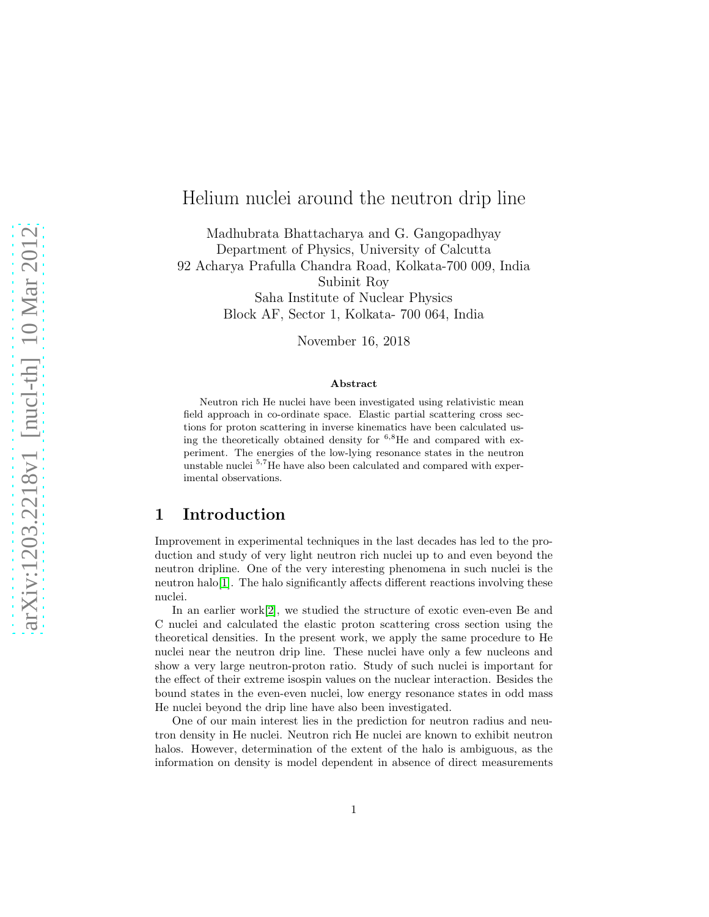# Helium nuclei around the neutron drip line

Madhubrata Bhattacharya and G. Gangopadhyay
Department of Physics, University of Calcutta
92 Acharya Prafulla Chandra Road, Kolkata-700 009, India
Subinit Roy
Saha Institute of Nuclear Physics
Block AF, Sector 1, Kolkata- 700 064, India

November 16, 2018

### Abstract

Neutron rich He nuclei have been investigated using relativistic mean field approach in co-ordinate space. Elastic partial scattering cross sections for proton scattering in inverse kinematics have been calculated using the theoretically obtained density for $^{6,8}$He and compared with experiment. The energies of the low-lying resonance states in the neutron unstable nuclei $^{5,7}$He have also been calculated and compared with experimental observations.

## 1 Introduction

Improvement in experimental techniques in the last decades has led to the production and study of very light neutron rich nuclei up to and even beyond the neutron dripline. One of the very interesting phenomena in such nuclei is the neutron halo[1]. The halo significantly affects different reactions involving these nuclei.

In an earlier work[2], we studied the structure of exotic even-even Be and C nuclei and calculated the elastic proton scattering cross section using the theoretical densities. In the present work, we apply the same procedure to He nuclei near the neutron drip line. These nuclei have only a few nucleons and show a very large neutron-proton ratio. Study of such nuclei is important for the effect of their extreme isospin values on the nuclear interaction. Besides the bound states in the even-even nuclei, low energy resonance states in odd mass He nuclei beyond the drip line have also been investigated.

One of our main interest lies in the prediction for neutron radius and neutron density in He nuclei. Neutron rich He nuclei are known to exhibit neutron halos. However, determination of the extent of the halo is ambiguous, as the information on density is model dependent in absence of direct measurements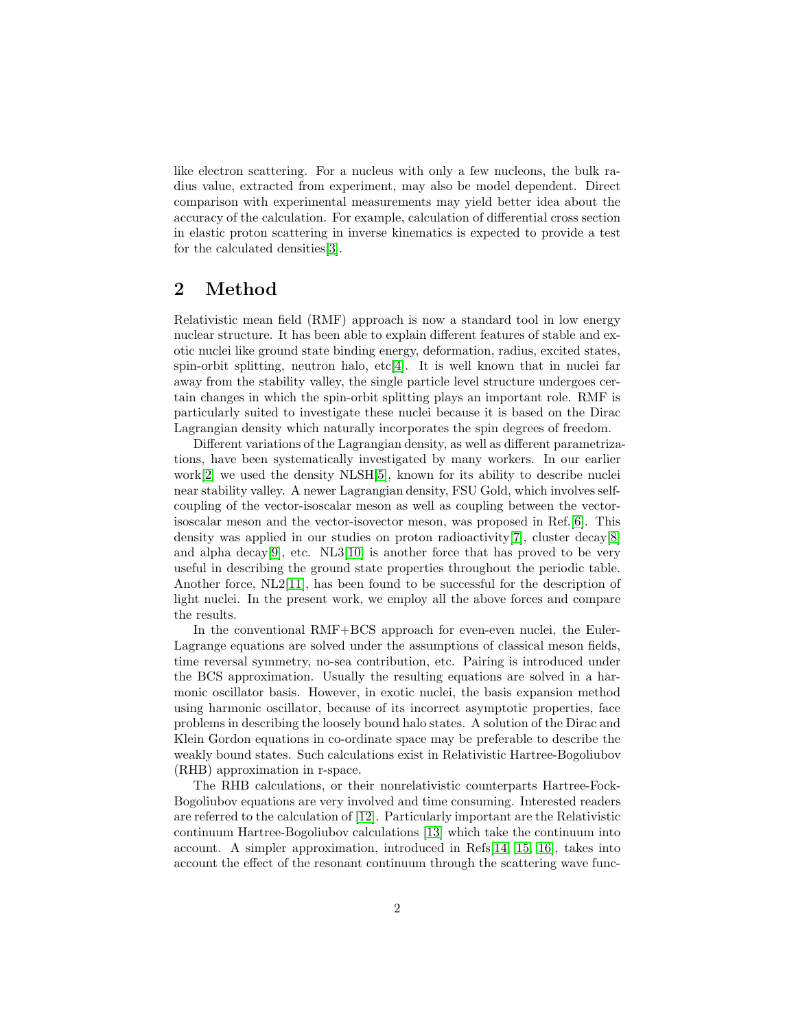like electron scattering. For a nucleus with only a few nucleons, the bulk radius value, extracted from experiment, may also be model dependent. Direct comparison with experimental measurements may yield better idea about the accuracy of the calculation. For example, calculation of differential cross section in elastic proton scattering in inverse kinematics is expected to provide a test for the calculated densities[3].

## 2 Method

Relativistic mean field (RMF) approach is now a standard tool in low energy nuclear structure. It has been able to explain different features of stable and exotic nuclei like ground state binding energy, deformation, radius, excited states, spin-orbit splitting, neutron halo, etc[4]. It is well known that in nuclei far away from the stability valley, the single particle level structure undergoes certain changes in which the spin-orbit splitting plays an important role. RMF is particularly suited to investigate these nuclei because it is based on the Dirac Lagrangian density which naturally incorporates the spin degrees of freedom.

Different variations of the Lagrangian density, as well as different parametrizations, have been systematically investigated by many workers. In our earlier work[2] we used the density NLSH[5], known for its ability to describe nuclei near stability valley. A newer Lagrangian density, FSU Gold, which involves self-coupling of the vector-isoscalar meson as well as coupling between the vector-isoscalar meson and the vector-isovector meson, was proposed in Ref.[6]. This density was applied in our studies on proton radioactivity[7], cluster decay[8] and alpha decay[9], etc. NL3[10] is another force that has proved to be very useful in describing the ground state properties throughout the periodic table. Another force, NL2[11], has been found to be successful for the description of light nuclei. In the present work, we employ all the above forces and compare the results.

In the conventional RMF+BCS approach for even-even nuclei, the Euler-Lagrange equations are solved under the assumptions of classical meson fields, time reversal symmetry, no-sea contribution, etc. Pairing is introduced under the BCS approximation. Usually the resulting equations are solved in a harmonic oscillator basis. However, in exotic nuclei, the basis expansion method using harmonic oscillator, because of its incorrect asymptotic properties, face problems in describing the loosely bound halo states. A solution of the Dirac and Klein Gordon equations in co-ordinate space may be preferable to describe the weakly bound states. Such calculations exist in Relativistic Hartree-Bogoliubov (RHB) approximation in r-space.

The RHB calculations, or their nonrelativistic counterparts Hartree-Fock-Bogoliubov equations are very involved and time consuming. Interested readers are referred to the calculation of [12]. Particularly important are the Relativistic continuum Hartree-Bogoliubov calculations [13] which take the continuum into account. A simpler approximation, introduced in Refs[14, 15, 16], takes into account the effect of the resonant continuum through the scattering wave func-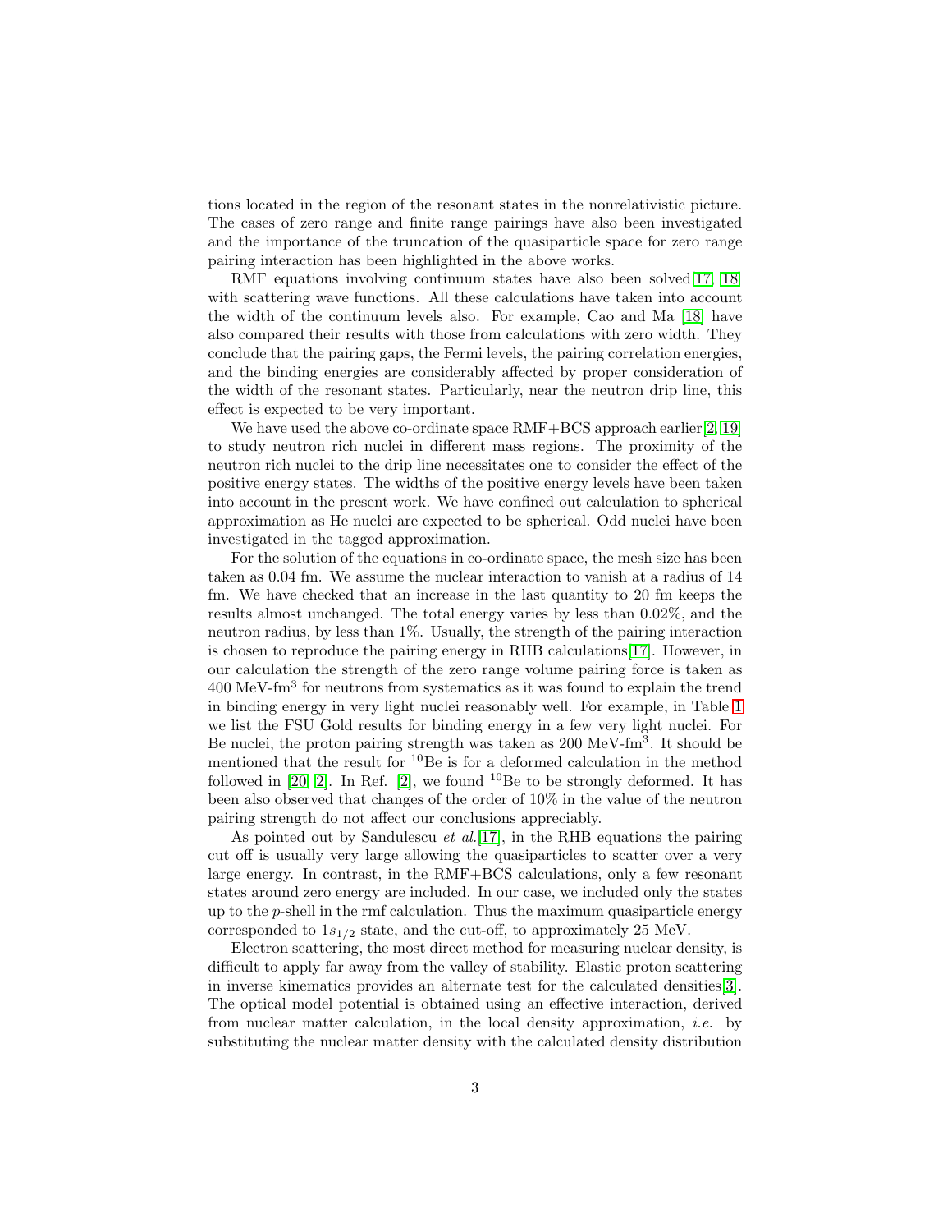tions located in the region of the resonant states in the nonrelativistic picture. The cases of zero range and finite range pairings have also been investigated and the importance of the truncation of the quasiparticle space for zero range pairing interaction has been highlighted in the above works.

RMF equations involving continuum states have also been solved[17, 18] with scattering wave functions. All these calculations have taken into account the width of the continuum levels also. For example, Cao and Ma [18] have also compared their results with those from calculations with zero width. They conclude that the pairing gaps, the Fermi levels, the pairing correlation energies, and the binding energies are considerably affected by proper consideration of the width of the resonant states. Particularly, near the neutron drip line, this effect is expected to be very important.

We have used the above co-ordinate space RMF+BCS approach earlier[2, 19] to study neutron rich nuclei in different mass regions. The proximity of the neutron rich nuclei to the drip line necessitates one to consider the effect of the positive energy states. The widths of the positive energy levels have been taken into account in the present work. We have confined out calculation to spherical approximation as He nuclei are expected to be spherical. Odd nuclei have been investigated in the tagged approximation.

For the solution of the equations in co-ordinate space, the mesh size has been taken as 0.04 fm. We assume the nuclear interaction to vanish at a radius of 14 fm. We have checked that an increase in the last quantity to 20 fm keeps the results almost unchanged. The total energy varies by less than 0.02%, and the neutron radius, by less than 1%. Usually, the strength of the pairing interaction is chosen to reproduce the pairing energy in RHB calculations[17]. However, in our calculation the strength of the zero range volume pairing force is taken as 400 MeV-fm$^3$ for neutrons from systematics as it was found to explain the trend in binding energy in very light nuclei reasonably well. For example, in Table 1 we list the FSU Gold results for binding energy in a few very light nuclei. For Be nuclei, the proton pairing strength was taken as 200 MeV-fm$^3$. It should be mentioned that the result for $^{10}$Be is for a deformed calculation in the method followed in [20, 2]. In Ref. [2], we found $^{10}$Be to be strongly deformed. It has been also observed that changes of the order of 10% in the value of the neutron pairing strength do not affect our conclusions appreciably.

As pointed out by Sandulescu *et al.*[17], in the RHB equations the pairing cut off is usually very large allowing the quasiparticles to scatter over a very large energy. In contrast, in the RMF+BCS calculations, only a few resonant states around zero energy are included. In our case, we included only the states up to the *p*-shell in the rmf calculation. Thus the maximum quasiparticle energy corresponded to $1s_{1/2}$ state, and the cut-off, to approximately 25 MeV.

Electron scattering, the most direct method for measuring nuclear density, is difficult to apply far away from the valley of stability. Elastic proton scattering in inverse kinematics provides an alternate test for the calculated densities[3]. The optical model potential is obtained using an effective interaction, derived from nuclear matter calculation, in the local density approximation, *i.e.* by substituting the nuclear matter density with the calculated density distribution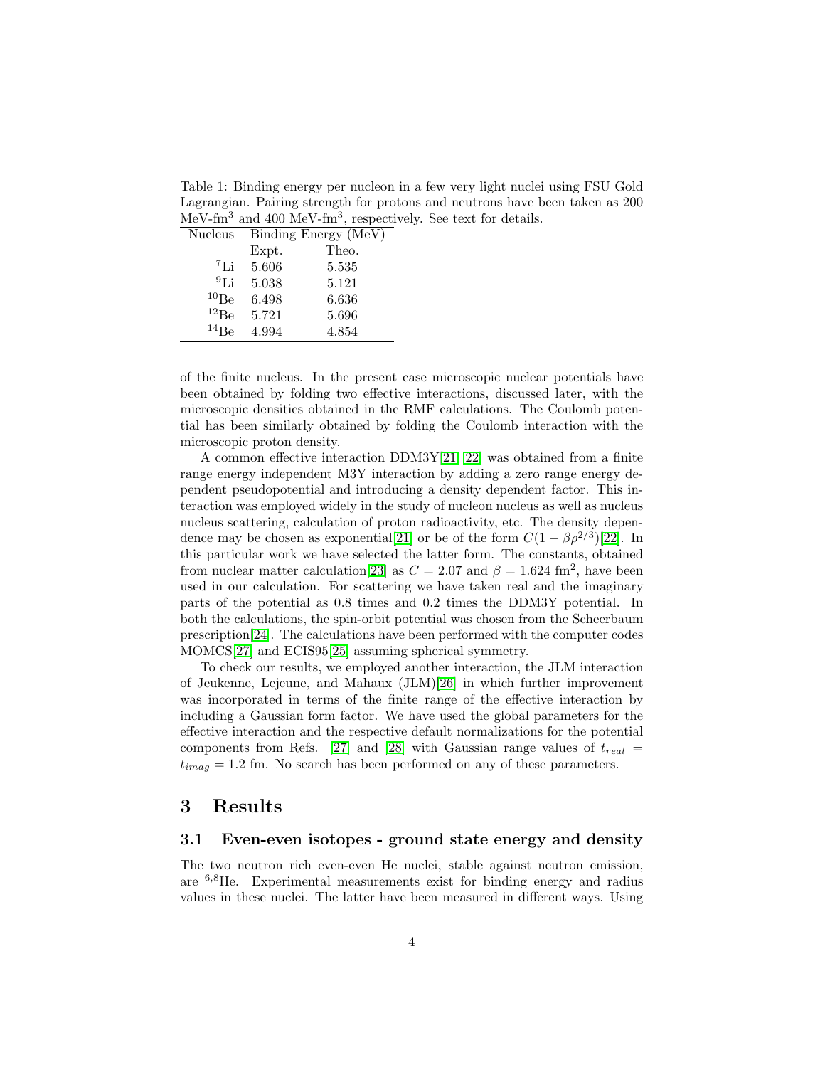Table 1: Binding energy per nucleon in a few very light nuclei using FSU Gold Lagrangian. Pairing strength for protons and neutrons have been taken as 200 MeV-fm$^3$ and 400 MeV-fm$^3$, respectively. See text for details.

| Nucleus | Binding Energy (MeV) | |
|---|---|---|
| | Expt. | Theo. |
| $^{7}$Li | 5.606 | 5.535 |
| $^{9}$Li | 5.038 | 5.121 |
| $^{10}$Be | 6.498 | 6.636 |
| $^{12}$Be | 5.721 | 5.696 |
| $^{14}$Be | 4.994 | 4.854 |

of the finite nucleus. In the present case microscopic nuclear potentials have been obtained by folding two effective interactions, discussed later, with the microscopic densities obtained in the RMF calculations. The Coulomb potential has been similarly obtained by folding the Coulomb interaction with the microscopic proton density.

A common effective interaction DDM3Y[21, 22] was obtained from a finite range energy independent M3Y interaction by adding a zero range energy dependent pseudopotential and introducing a density dependent factor. This interaction was employed widely in the study of nucleon nucleus as well as nucleus nucleus scattering, calculation of proton radioactivity, etc. The density dependence may be chosen as exponential[21] or be of the form $C(1 - \beta\rho^{2/3})$[22]. In this particular work we have selected the latter form. The constants, obtained from nuclear matter calculation[23] as $C = 2.07$ and $\beta = 1.624$ fm$^2$, have been used in our calculation. For scattering we have taken real and the imaginary parts of the potential as 0.8 times and 0.2 times the DDM3Y potential. In both the calculations, the spin-orbit potential was chosen from the Scheerbaum prescription[24]. The calculations have been performed with the computer codes MOMCS[27] and ECIS95[25] assuming spherical symmetry.

To check our results, we employed another interaction, the JLM interaction of Jeukenne, Lejeune, and Mahaux (JLM)[26] in which further improvement was incorporated in terms of the finite range of the effective interaction by including a Gaussian form factor. We have used the global parameters for the effective interaction and the respective default normalizations for the potential components from Refs. [27] and [28] with Gaussian range values of $t_{real} = t_{imag} = 1.2$ fm. No search has been performed on any of these parameters.

## 3 Results

### 3.1 Even-even isotopes - ground state energy and density

The two neutron rich even-even He nuclei, stable against neutron emission, are $^{6,8}$He. Experimental measurements exist for binding energy and radius values in these nuclei. The latter have been measured in different ways. Using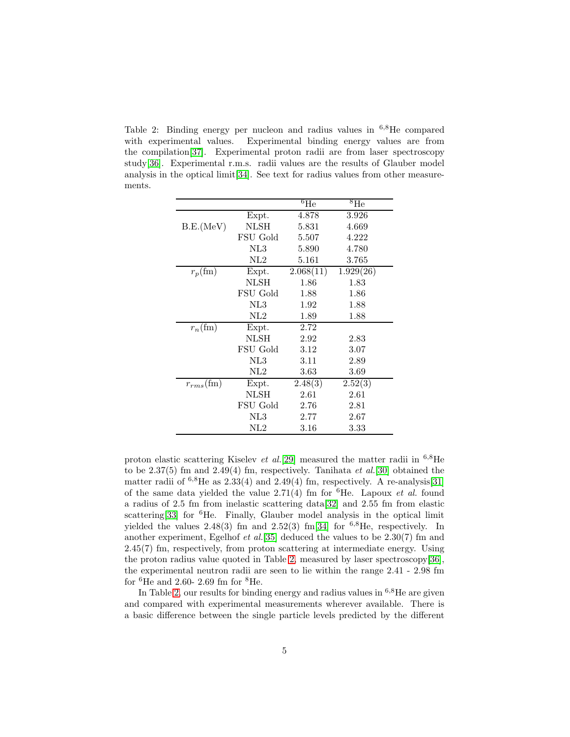Table 2: Binding energy per nucleon and radius values in $^{6,8}$He compared with experimental values. Experimental binding energy values are from the compilation[37]. Experimental proton radii are from laser spectroscopy study[36]. Experimental r.m.s. radii values are the results of Glauber model analysis in the optical limit[34]. See text for radius values from other measurements.

| | | $^6$He | $^8$He |
|---|---|---|---|
| B.E.(MeV) | Expt. | 4.878 | 3.926 |
| | NLSH | 5.831 | 4.669 |
| | FSU Gold | 5.507 | 4.222 |
| | NL3 | 5.890 | 4.780 |
| | NL2 | 5.161 | 3.765 |
| $r_p$(fm) | Expt. | 2.068(11) | 1.929(26) |
| | NLSH | 1.86 | 1.83 |
| | FSU Gold | 1.88 | 1.86 |
| | NL3 | 1.92 | 1.88 |
| | NL2 | 1.89 | 1.88 |
| $r_n$(fm) | Expt. | 2.72 | |
| | NLSH | 2.92 | 2.83 |
| | FSU Gold | 3.12 | 3.07 |
| | NL3 | 3.11 | 2.89 |
| | NL2 | 3.63 | 3.69 |
| $r_{rms}$(fm) | Expt. | 2.48(3) | 2.52(3) |
| | NLSH | 2.61 | 2.61 |
| | FSU Gold | 2.76 | 2.81 |
| | NL3 | 2.77 | 2.67 |
| | NL2 | 3.16 | 3.33 |

proton elastic scattering Kiselev *et al.*[29] measured the matter radii in $^{6,8}$He to be 2.37(5) fm and 2.49(4) fm, respectively. Tanihata *et al.*[30] obtained the matter radii of $^{6,8}$He as 2.33(4) and 2.49(4) fm, respectively. A re-analysis[31] of the same data yielded the value 2.71(4) fm for $^6$He. Lapoux *et al.* found a radius of 2.5 fm from inelastic scattering data[32] and 2.55 fm from elastic scattering[33] for $^6$He. Finally, Glauber model analysis in the optical limit yielded the values 2.48(3) fm and 2.52(3) fm[34] for $^{6,8}$He, respectively. In another experiment, Egelhof *et al.*[35] deduced the values to be 2.30(7) fm and 2.45(7) fm, respectively, from proton scattering at intermediate energy. Using the proton radius value quoted in Table 2, measured by laser spectroscopy[36], the experimental neutron radii are seen to lie within the range 2.41 - 2.98 fm for $^6$He and 2.60- 2.69 fm for $^8$He.

In Table 2, our results for binding energy and radius values in $^{6,8}$He are given and compared with experimental measurements wherever available. There is a basic difference between the single particle levels predicted by the different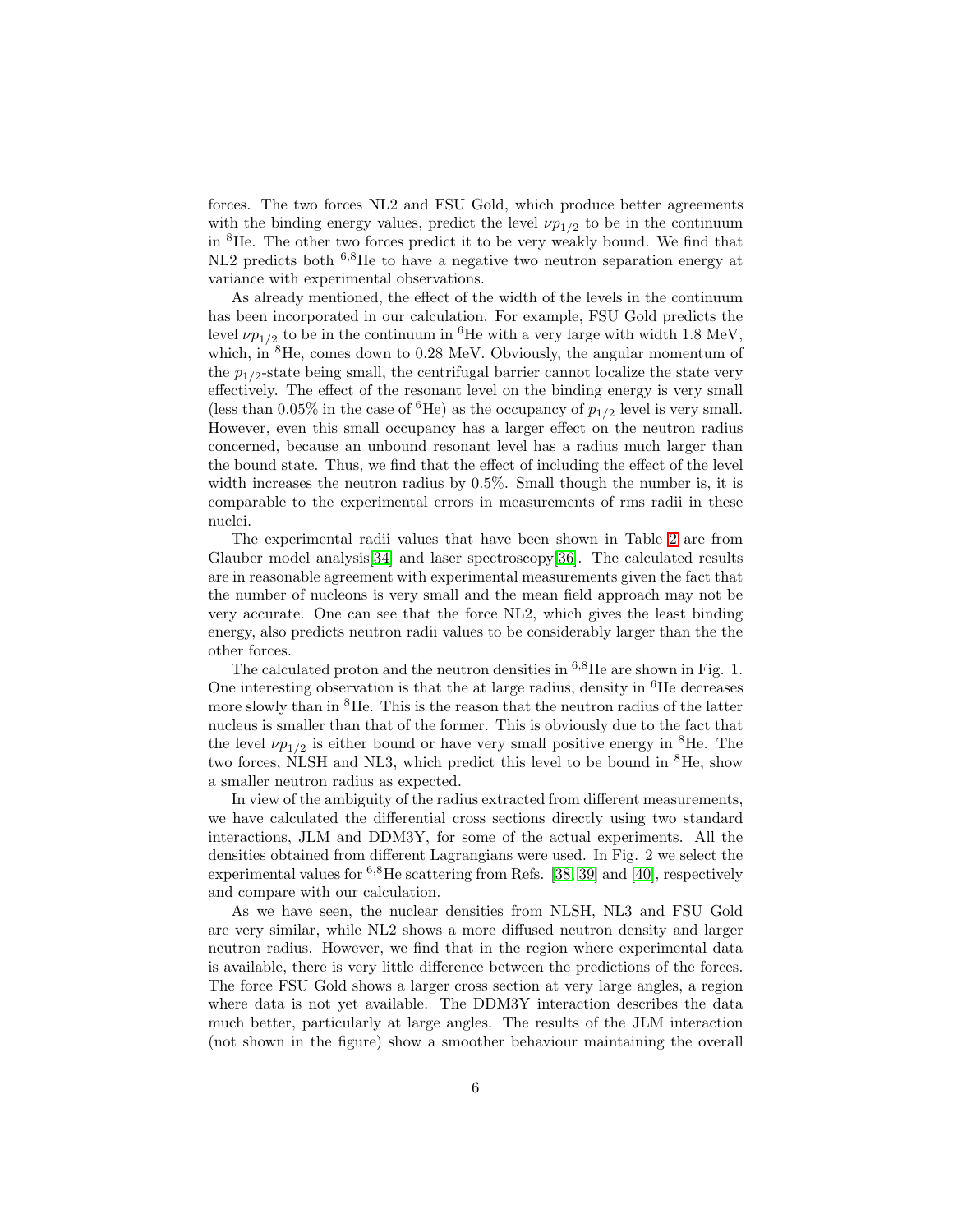forces. The two forces NL2 and FSU Gold, which produce better agreements with the binding energy values, predict the level $\nu p_{1/2}$ to be in the continuum in $^{8}$He. The other two forces predict it to be very weakly bound. We find that NL2 predicts both $^{6,8}$He to have a negative two neutron separation energy at variance with experimental observations.

As already mentioned, the effect of the width of the levels in the continuum has been incorporated in our calculation. For example, FSU Gold predicts the level $\nu p_{1/2}$ to be in the continuum in $^{6}$He with a very large with width 1.8 MeV, which, in $^{8}$He, comes down to 0.28 MeV. Obviously, the angular momentum of the $p_{1/2}$-state being small, the centrifugal barrier cannot localize the state very effectively. The effect of the resonant level on the binding energy is very small (less than 0.05% in the case of $^{6}$He) as the occupancy of $p_{1/2}$ level is very small. However, even this small occupancy has a larger effect on the neutron radius concerned, because an unbound resonant level has a radius much larger than the bound state. Thus, we find that the effect of including the effect of the level width increases the neutron radius by 0.5%. Small though the number is, it is comparable to the experimental errors in measurements of rms radii in these nuclei.

The experimental radii values that have been shown in Table 2 are from Glauber model analysis[34] and laser spectroscopy[36]. The calculated results are in reasonable agreement with experimental measurements given the fact that the number of nucleons is very small and the mean field approach may not be very accurate. One can see that the force NL2, which gives the least binding energy, also predicts neutron radii values to be considerably larger than the the other forces.

The calculated proton and the neutron densities in $^{6,8}$He are shown in Fig. 1. One interesting observation is that the at large radius, density in $^{6}$He decreases more slowly than in $^{8}$He. This is the reason that the neutron radius of the latter nucleus is smaller than that of the former. This is obviously due to the fact that the level $\nu p_{1/2}$ is either bound or have very small positive energy in $^{8}$He. The two forces, NLSH and NL3, which predict this level to be bound in $^{8}$He, show a smaller neutron radius as expected.

In view of the ambiguity of the radius extracted from different measurements, we have calculated the differential cross sections directly using two standard interactions, JLM and DDM3Y, for some of the actual experiments. All the densities obtained from different Lagrangians were used. In Fig. 2 we select the experimental values for $^{6,8}$He scattering from Refs. [38, 39] and [40], respectively and compare with our calculation.

As we have seen, the nuclear densities from NLSH, NL3 and FSU Gold are very similar, while NL2 shows a more diffused neutron density and larger neutron radius. However, we find that in the region where experimental data is available, there is very little difference between the predictions of the forces. The force FSU Gold shows a larger cross section at very large angles, a region where data is not yet available. The DDM3Y interaction describes the data much better, particularly at large angles. The results of the JLM interaction (not shown in the figure) show a smoother behaviour maintaining the overall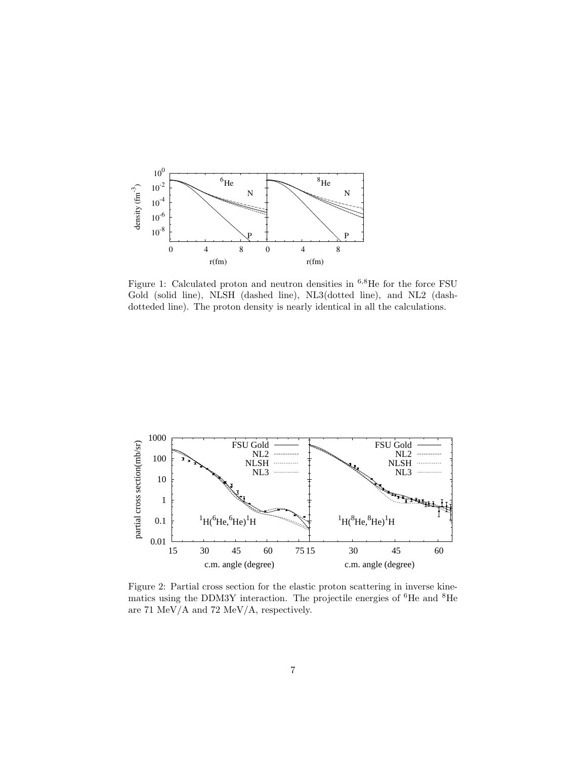Figure 1: Calculated proton and neutron densities in $^{6,8}$He for the force FSU Gold (solid line), NLSH (dashed line), NL3(dotted line), and NL2 (dash-dotteded line). The proton density is nearly identical in all the calculations.

Figure 2: Partial cross section for the elastic proton scattering in inverse kinematics using the DDM3Y interaction. The projectile energies of $^{6}$He and $^{8}$He are 71 MeV/A and 72 MeV/A, respectively.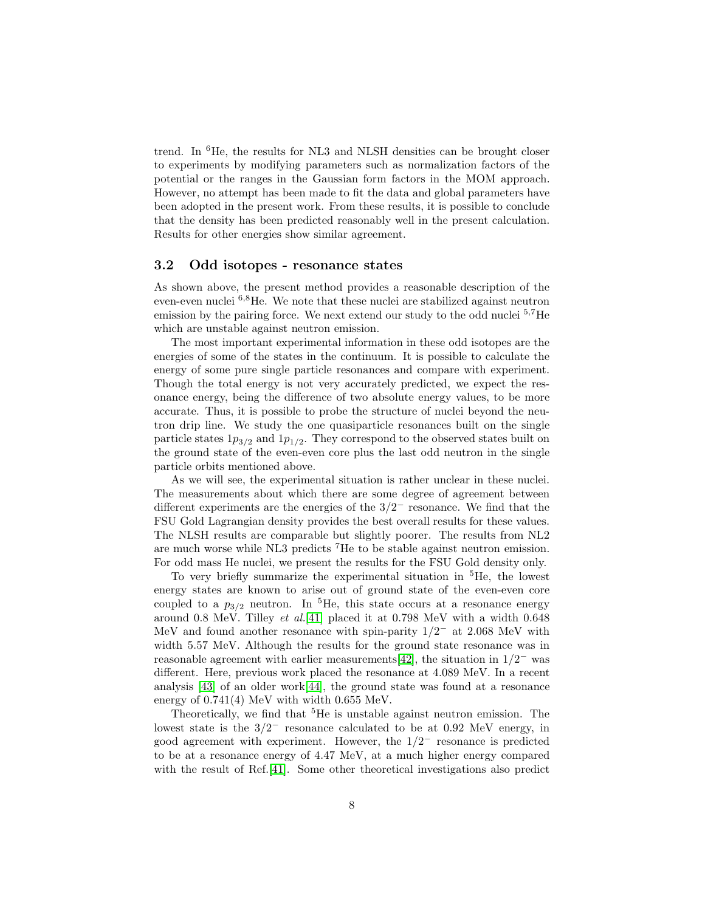trend. In $^6$He, the results for NL3 and NLSH densities can be brought closer to experiments by modifying parameters such as normalization factors of the potential or the ranges in the Gaussian form factors in the MOM approach. However, no attempt has been made to fit the data and global parameters have been adopted in the present work. From these results, it is possible to conclude that the density has been predicted reasonably well in the present calculation. Results for other energies show similar agreement.

### 3.2 Odd isotopes - resonance states

As shown above, the present method provides a reasonable description of the even-even nuclei $^{6,8}$He. We note that these nuclei are stabilized against neutron emission by the pairing force. We next extend our study to the odd nuclei $^{5,7}$He which are unstable against neutron emission.

The most important experimental information in these odd isotopes are the energies of some of the states in the continuum. It is possible to calculate the energy of some pure single particle resonances and compare with experiment. Though the total energy is not very accurately predicted, we expect the resonance energy, being the difference of two absolute energy values, to be more accurate. Thus, it is possible to probe the structure of nuclei beyond the neutron drip line. We study the one quasiparticle resonances built on the single particle states $1p_{3/2}$ and $1p_{1/2}$. They correspond to the observed states built on the ground state of the even-even core plus the last odd neutron in the single particle orbits mentioned above.

As we will see, the experimental situation is rather unclear in these nuclei. The measurements about which there are some degree of agreement between different experiments are the energies of the $3/2^-$ resonance. We find that the FSU Gold Lagrangian density provides the best overall results for these values. The NLSH results are comparable but slightly poorer. The results from NL2 are much worse while NL3 predicts $^7$He to be stable against neutron emission. For odd mass He nuclei, we present the results for the FSU Gold density only.

To very briefly summarize the experimental situation in $^5$He, the lowest energy states are known to arise out of ground state of the even-even core coupled to a $p_{3/2}$ neutron. In $^5$He, this state occurs at a resonance energy around 0.8 MeV. Tilley *et al.*[41] placed it at 0.798 MeV with a width 0.648 MeV and found another resonance with spin-parity $1/2^-$ at 2.068 MeV with width 5.57 MeV. Although the results for the ground state resonance was in reasonable agreement with earlier measurements[42], the situation in $1/2^-$ was different. Here, previous work placed the resonance at 4.089 MeV. In a recent analysis [43] of an older work[44], the ground state was found at a resonance energy of 0.741(4) MeV with width 0.655 MeV.

Theoretically, we find that $^5$He is unstable against neutron emission. The lowest state is the $3/2^-$ resonance calculated to be at 0.92 MeV energy, in good agreement with experiment. However, the $1/2^-$ resonance is predicted to be at a resonance energy of 4.47 MeV, at a much higher energy compared with the result of Ref.[41]. Some other theoretical investigations also predict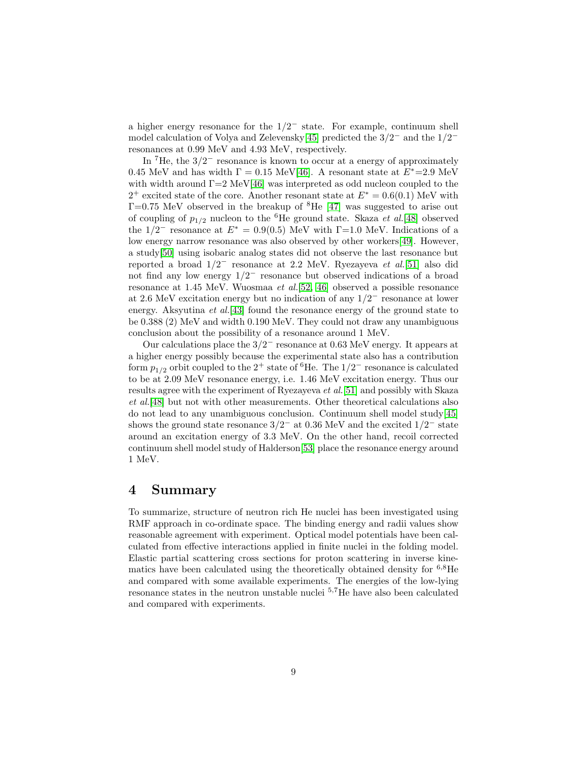a higher energy resonance for the $1/2^-$ state. For example, continuum shell model calculation of Volya and Zelevensky[45] predicted the $3/2^-$ and the $1/2^-$ resonances at 0.99 MeV and 4.93 MeV, respectively.

In $^7$He, the $3/2^-$ resonance is known to occur at a energy of approximately 0.45 MeV and has width $\Gamma = 0.15$ MeV[46]. A resonant state at $E^*$=2.9 MeV with width around $\Gamma$=2 MeV[46] was interpreted as odd nucleon coupled to the $2^+$ excited state of the core. Another resonant state at $E^* = 0.6(0.1)$ MeV with $\Gamma$=0.75 MeV observed in the breakup of $^8$He [47] was suggested to arise out of coupling of $p_{1/2}$ nucleon to the $^6$He ground state. Skaza *et al.*[48] observed the $1/2^-$ resonance at $E^* = 0.9(0.5)$ MeV with $\Gamma$=1.0 MeV. Indications of a low energy narrow resonance was also observed by other workers[49]. However, a study[50] using isobaric analog states did not observe the last resonance but reported a broad $1/2^-$ resonance at 2.2 MeV. Ryezayeva *et al.*[51] also did not find any low energy $1/2^-$ resonance but observed indications of a broad resonance at 1.45 MeV. Wuosmaa *et al.*[52, 46] observed a possible resonance at 2.6 MeV excitation energy but no indication of any $1/2^-$ resonance at lower energy. Aksyutina *et al.*[43] found the resonance energy of the ground state to be 0.388 (2) MeV and width 0.190 MeV. They could not draw any unambiguous conclusion about the possibility of a resonance around 1 MeV.

Our calculations place the $3/2^-$ resonance at 0.63 MeV energy. It appears at a higher energy possibly because the experimental state also has a contribution form $p_{1/2}$ orbit coupled to the $2^+$ state of $^6$He. The $1/2^-$ resonance is calculated to be at 2.09 MeV resonance energy, i.e. 1.46 MeV excitation energy. Thus our results agree with the experiment of Ryezayeva *et al.*[51] and possibly with Skaza *et al.*[48] but not with other measurements. Other theoretical calculations also do not lead to any unambiguous conclusion. Continuum shell model study[45] shows the ground state resonance $3/2^-$ at 0.36 MeV and the excited $1/2^-$ state around an excitation energy of 3.3 MeV. On the other hand, recoil corrected continuum shell model study of Halderson[53] place the resonance energy around 1 MeV.

# 4 Summary

To summarize, structure of neutron rich He nuclei has been investigated using RMF approach in co-ordinate space. The binding energy and radii values show reasonable agreement with experiment. Optical model potentials have been calculated from effective interactions applied in finite nuclei in the folding model. Elastic partial scattering cross sections for proton scattering in inverse kinematics have been calculated using the theoretically obtained density for $^{6,8}$He and compared with some available experiments. The energies of the low-lying resonance states in the neutron unstable nuclei $^{5,7}$He have also been calculated and compared with experiments.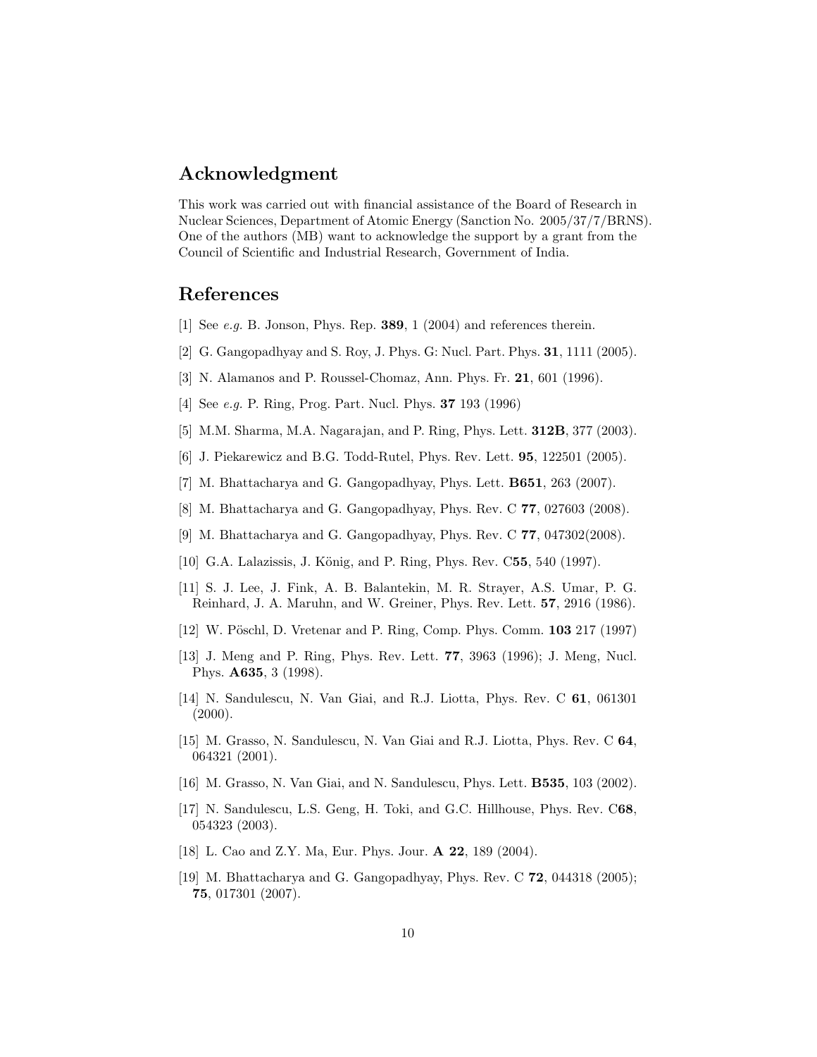## Acknowledgment

This work was carried out with financial assistance of the Board of Research in Nuclear Sciences, Department of Atomic Energy (Sanction No. 2005/37/7/BRNS). One of the authors (MB) want to acknowledge the support by a grant from the Council of Scientific and Industrial Research, Government of India.

## References

[1] See *e.g.* B. Jonson, Phys. Rep. **389**, 1 (2004) and references therein.

[2] G. Gangopadhyay and S. Roy, J. Phys. G: Nucl. Part. Phys. **31**, 1111 (2005).

[3] N. Alamanos and P. Roussel-Chomaz, Ann. Phys. Fr. **21**, 601 (1996).

[4] See *e.g.* P. Ring, Prog. Part. Nucl. Phys. **37** 193 (1996)

[5] M.M. Sharma, M.A. Nagarajan, and P. Ring, Phys. Lett. **312B**, 377 (2003).

[6] J. Piekarewicz and B.G. Todd-Rutel, Phys. Rev. Lett. **95**, 122501 (2005).

[7] M. Bhattacharya and G. Gangopadhyay, Phys. Lett. **B651**, 263 (2007).

[8] M. Bhattacharya and G. Gangopadhyay, Phys. Rev. C **77**, 027603 (2008).

[9] M. Bhattacharya and G. Gangopadhyay, Phys. Rev. C **77**, 047302(2008).

[10] G.A. Lalazissis, J. König, and P. Ring, Phys. Rev. C**55**, 540 (1997).

[11] S. J. Lee, J. Fink, A. B. Balantekin, M. R. Strayer, A.S. Umar, P. G. Reinhard, J. A. Maruhn, and W. Greiner, Phys. Rev. Lett. **57**, 2916 (1986).

[12] W. Pöschl, D. Vretenar and P. Ring, Comp. Phys. Comm. **103** 217 (1997)

[13] J. Meng and P. Ring, Phys. Rev. Lett. **77**, 3963 (1996); J. Meng, Nucl. Phys. **A635**, 3 (1998).

[14] N. Sandulescu, N. Van Giai, and R.J. Liotta, Phys. Rev. C **61**, 061301 (2000).

[15] M. Grasso, N. Sandulescu, N. Van Giai and R.J. Liotta, Phys. Rev. C **64**, 064321 (2001).

[16] M. Grasso, N. Van Giai, and N. Sandulescu, Phys. Lett. **B535**, 103 (2002).

[17] N. Sandulescu, L.S. Geng, H. Toki, and G.C. Hillhouse, Phys. Rev. C**68**, 054323 (2003).

[18] L. Cao and Z.Y. Ma, Eur. Phys. Jour. **A 22**, 189 (2004).

[19] M. Bhattacharya and G. Gangopadhyay, Phys. Rev. C **72**, 044318 (2005); **75**, 017301 (2007).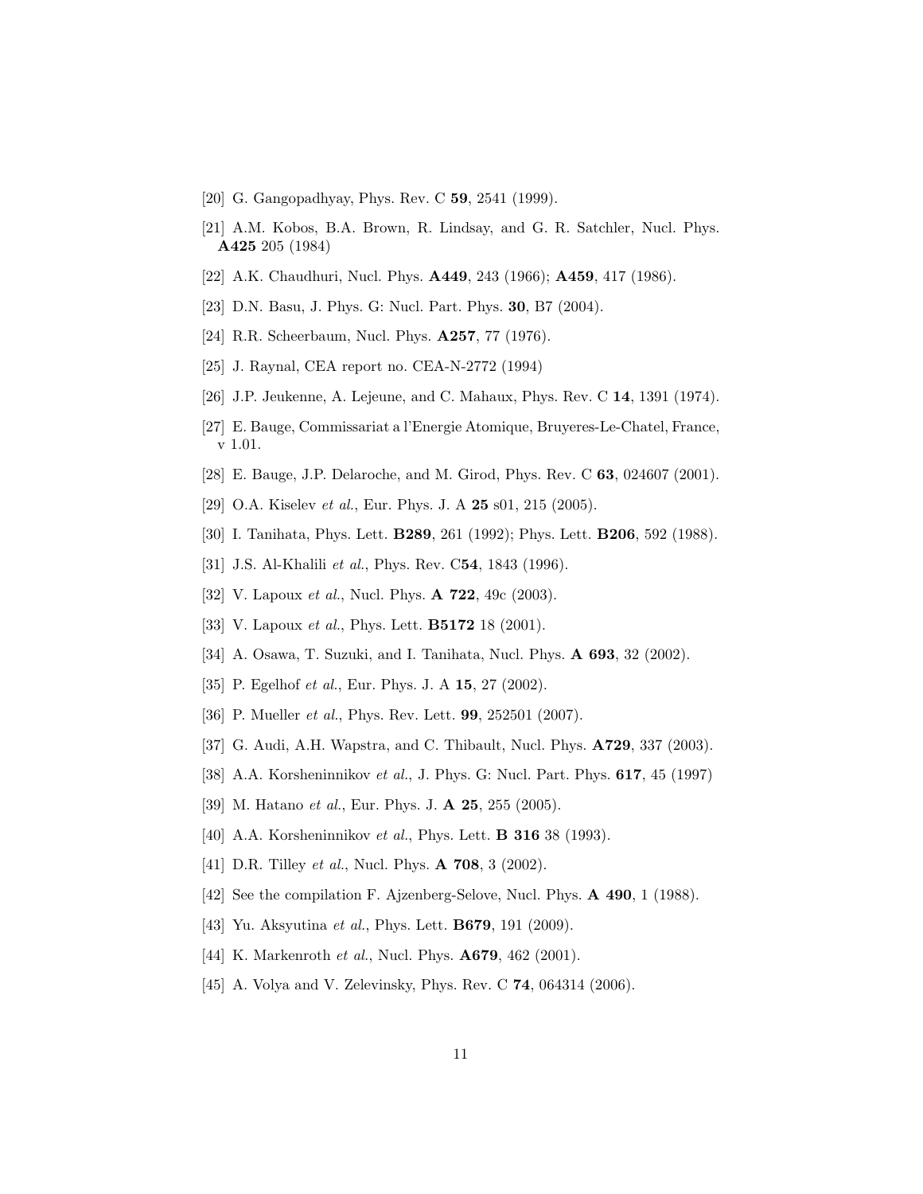[20] G. Gangopadhyay, Phys. Rev. C **59**, 2541 (1999).

[21] A.M. Kobos, B.A. Brown, R. Lindsay, and G. R. Satchler, Nucl. Phys. **A425** 205 (1984)

[22] A.K. Chaudhuri, Nucl. Phys. **A449**, 243 (1966); **A459**, 417 (1986).

[23] D.N. Basu, J. Phys. G: Nucl. Part. Phys. **30**, B7 (2004).

[24] R.R. Scheerbaum, Nucl. Phys. **A257**, 77 (1976).

[25] J. Raynal, CEA report no. CEA-N-2772 (1994)

[26] J.P. Jeukenne, A. Lejeune, and C. Mahaux, Phys. Rev. C **14**, 1391 (1974).

[27] E. Bauge, Commissariat a l'Energie Atomique, Bruyeres-Le-Chatel, France, v 1.01.

[28] E. Bauge, J.P. Delaroche, and M. Girod, Phys. Rev. C **63**, 024607 (2001).

[29] O.A. Kiselev *et al.*, Eur. Phys. J. A **25** s01, 215 (2005).

[30] I. Tanihata, Phys. Lett. **B289**, 261 (1992); Phys. Lett. **B206**, 592 (1988).

[31] J.S. Al-Khalili *et al.*, Phys. Rev. C**54**, 1843 (1996).

[32] V. Lapoux *et al.*, Nucl. Phys. **A 722**, 49c (2003).

[33] V. Lapoux *et al.*, Phys. Lett. **B5172** 18 (2001).

[34] A. Osawa, T. Suzuki, and I. Tanihata, Nucl. Phys. **A 693**, 32 (2002).

[35] P. Egelhof *et al.*, Eur. Phys. J. A **15**, 27 (2002).

[36] P. Mueller *et al.*, Phys. Rev. Lett. **99**, 252501 (2007).

[37] G. Audi, A.H. Wapstra, and C. Thibault, Nucl. Phys. **A729**, 337 (2003).

[38] A.A. Korsheninnikov *et al.*, J. Phys. G: Nucl. Part. Phys. **617**, 45 (1997)

[39] M. Hatano *et al.*, Eur. Phys. J. **A 25**, 255 (2005).

[40] A.A. Korsheninnikov *et al.*, Phys. Lett. **B 316** 38 (1993).

[41] D.R. Tilley *et al.*, Nucl. Phys. **A 708**, 3 (2002).

[42] See the compilation F. Ajzenberg-Selove, Nucl. Phys. **A 490**, 1 (1988).

[43] Yu. Aksyutina *et al.*, Phys. Lett. **B679**, 191 (2009).

[44] K. Markenroth *et al.*, Nucl. Phys. **A679**, 462 (2001).

[45] A. Volya and V. Zelevinsky, Phys. Rev. C **74**, 064314 (2006).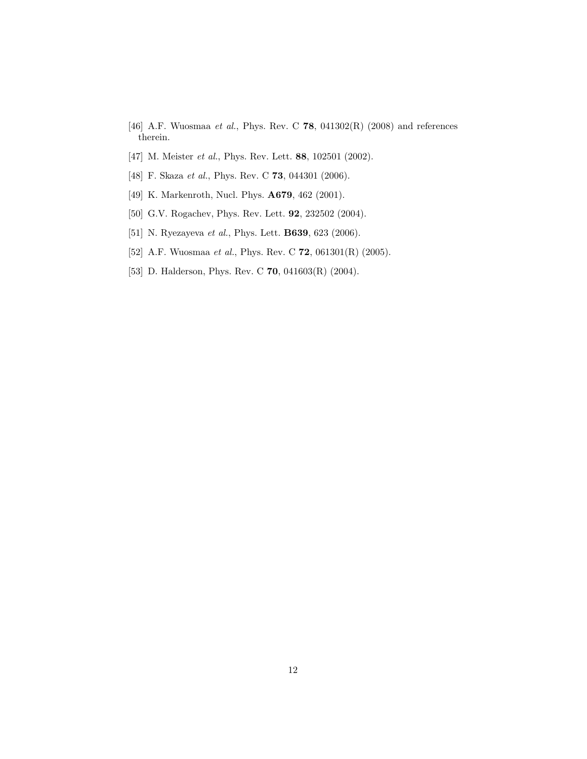[46] A.F. Wuosmaa *et al.*, Phys. Rev. C **78**, 041302(R) (2008) and references therein.

[47] M. Meister *et al.*, Phys. Rev. Lett. **88**, 102501 (2002).

[48] F. Skaza *et al.*, Phys. Rev. C **73**, 044301 (2006).

[49] K. Markenroth, Nucl. Phys. **A679**, 462 (2001).

[50] G.V. Rogachev, Phys. Rev. Lett. **92**, 232502 (2004).

[51] N. Ryezayeva *et al.*, Phys. Lett. **B639**, 623 (2006).

[52] A.F. Wuosmaa *et al.*, Phys. Rev. C **72**, 061301(R) (2005).

[53] D. Halderson, Phys. Rev. C **70**, 041603(R) (2004).